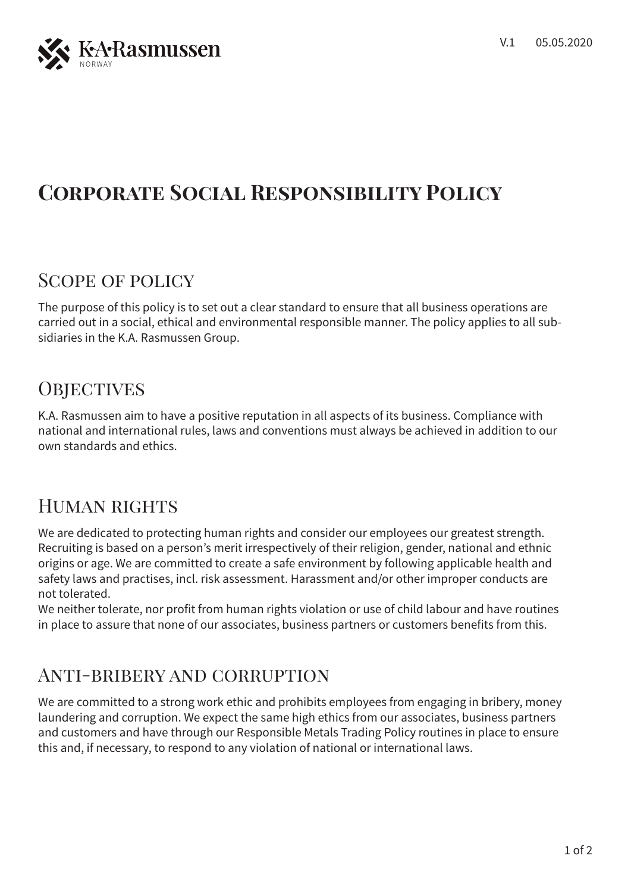# Corporate Social Responsibility Policy

## Scope of policy

The purpose of this policy is to set out a clear standard to ensure that all business operations are carried out in a social, ethical and environmental responsible manner. The policy applies to all subsidiaries in the K.A. Rasmussen Group.

## Objectives

K.A. Rasmussen aim to have a positive reputation in all aspects of its business. Compliance with national and international rules, laws and conventions must always be achieved in addition to our own standards and ethics.

## Human rights

We are dedicated to protecting human rights and consider our employees our greatest strength. Recruiting is based on a person's merit irrespectively of their religion, gender, national and ethnic origins or age. We are committed to create a safe environment by following applicable health and safety laws and practises, incl. risk assessment. Harassment and/or other improper conducts are not tolerated.
We neither tolerate, nor profit from human rights violation or use of child labour and have routines in place to assure that none of our associates, business partners or customers benefits from this.

## Anti-bribery and corruption

We are committed to a strong work ethic and prohibits employees from engaging in bribery, money laundering and corruption. We expect the same high ethics from our associates, business partners and customers and have through our Responsible Metals Trading Policy routines in place to ensure this and, if necessary, to respond to any violation of national or international laws.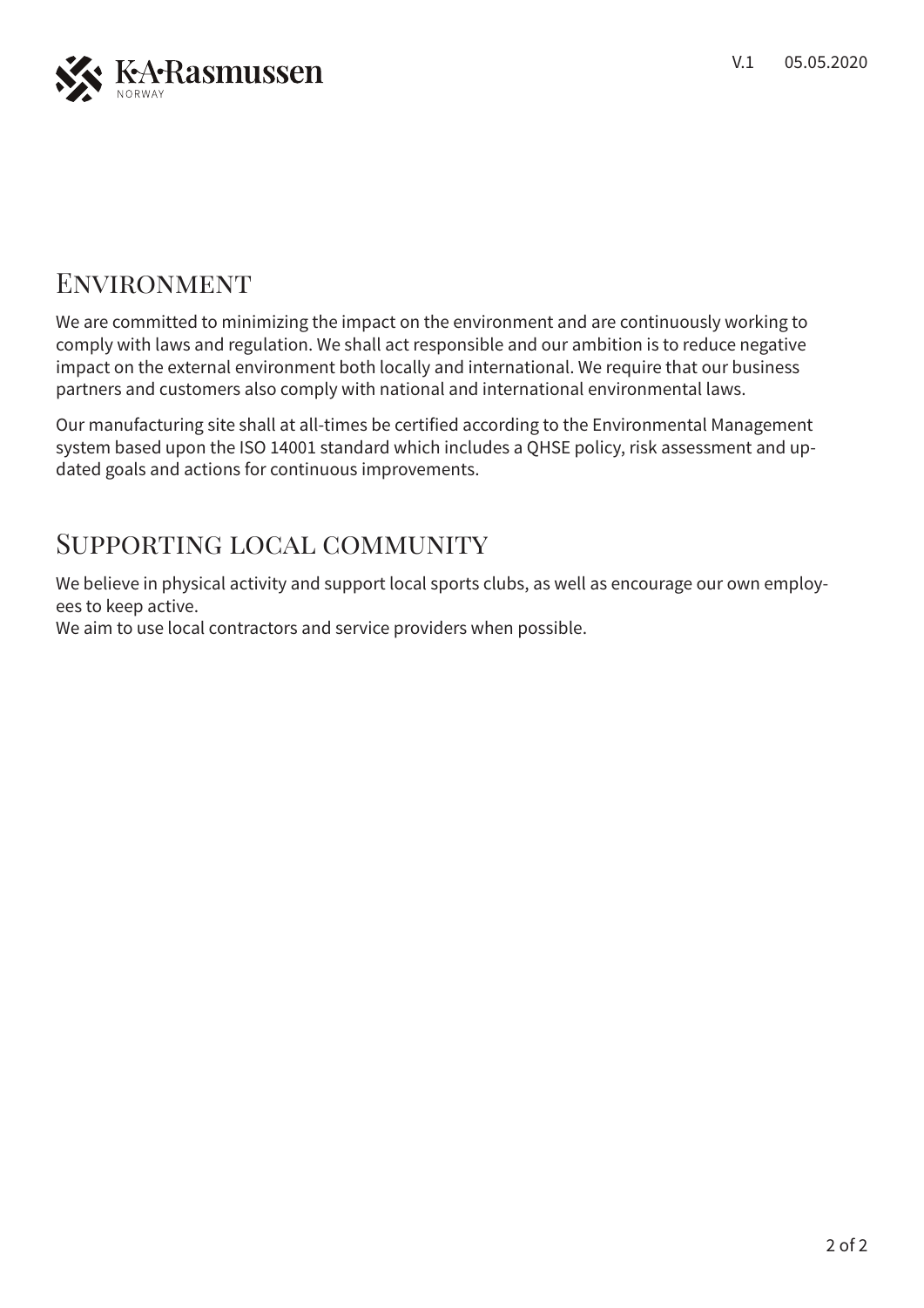## Environment

We are committed to minimizing the impact on the environment and are continuously working to comply with laws and regulation. We shall act responsible and our ambition is to reduce negative impact on the external environment both locally and international. We require that our business partners and customers also comply with national and international environmental laws.

Our manufacturing site shall at all-times be certified according to the Environmental Management system based upon the ISO 14001 standard which includes a QHSE policy, risk assessment and updated goals and actions for continuous improvements.

## Supporting local community

We believe in physical activity and support local sports clubs, as well as encourage our own employees to keep active.
We aim to use local contractors and service providers when possible.